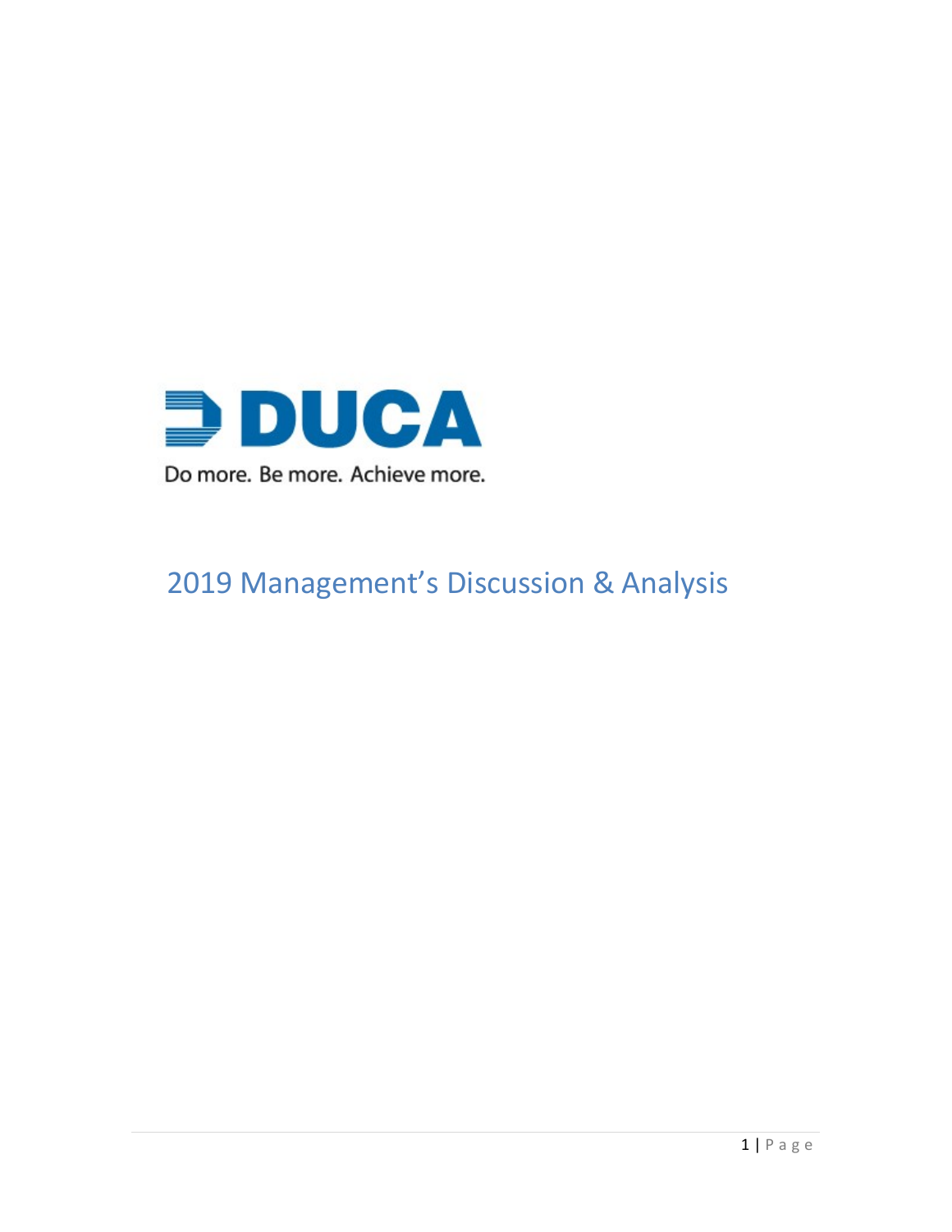DUCA

Do more. Be more. Achieve more.

# 2019 Management's Discussion & Analysis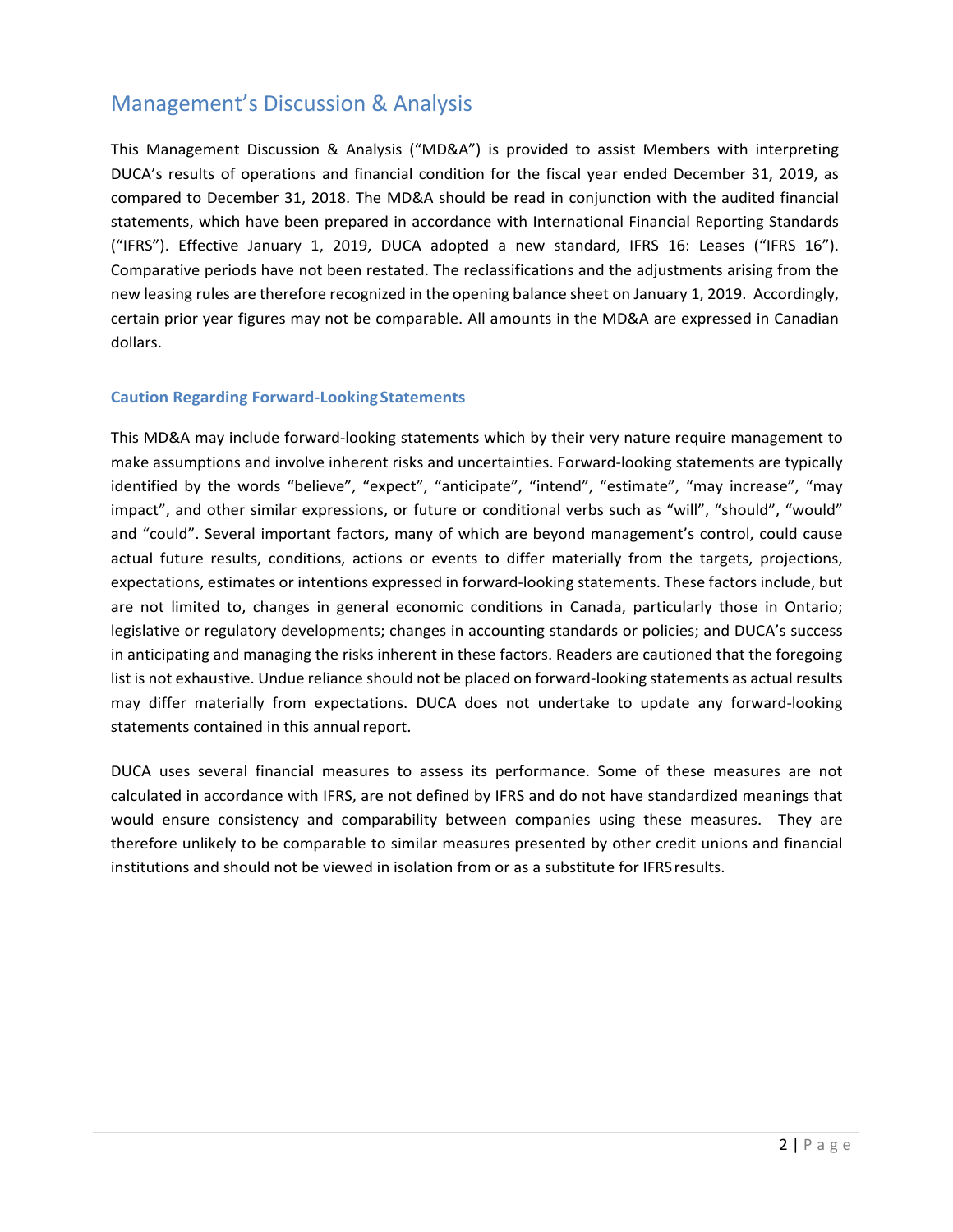# Management's Discussion & Analysis

This Management Discussion & Analysis ("MD&A") is provided to assist Members with interpreting DUCA's results of operations and financial condition for the fiscal year ended December 31, 2019, as compared to December 31, 2018. The MD&A should be read in conjunction with the audited financial statements, which have been prepared in accordance with International Financial Reporting Standards ("IFRS"). Effective January 1, 2019, DUCA adopted a new standard, IFRS 16: Leases ("IFRS 16"). Comparative periods have not been restated. The reclassifications and the adjustments arising from the new leasing rules are therefore recognized in the opening balance sheet on January 1, 2019. Accordingly, certain prior year figures may not be comparable. All amounts in the MD&A are expressed in Canadian dollars.

### Caution Regarding Forward-Looking Statements

This MD&A may include forward-looking statements which by their very nature require management to make assumptions and involve inherent risks and uncertainties. Forward-looking statements are typically identified by the words "believe", "expect", "anticipate", "intend", "estimate", "may increase", "may impact", and other similar expressions, or future or conditional verbs such as "will", "should", "would" and "could". Several important factors, many of which are beyond management's control, could cause actual future results, conditions, actions or events to differ materially from the targets, projections, expectations, estimates or intentions expressed in forward-looking statements. These factors include, but are not limited to, changes in general economic conditions in Canada, particularly those in Ontario; legislative or regulatory developments; changes in accounting standards or policies; and DUCA's success in anticipating and managing the risks inherent in these factors. Readers are cautioned that the foregoing list is not exhaustive. Undue reliance should not be placed on forward-looking statements as actual results may differ materially from expectations. DUCA does not undertake to update any forward-looking statements contained in this annual report.

DUCA uses several financial measures to assess its performance. Some of these measures are not calculated in accordance with IFRS, are not defined by IFRS and do not have standardized meanings that would ensure consistency and comparability between companies using these measures. They are therefore unlikely to be comparable to similar measures presented by other credit unions and financial institutions and should not be viewed in isolation from or as a substitute for IFRS results.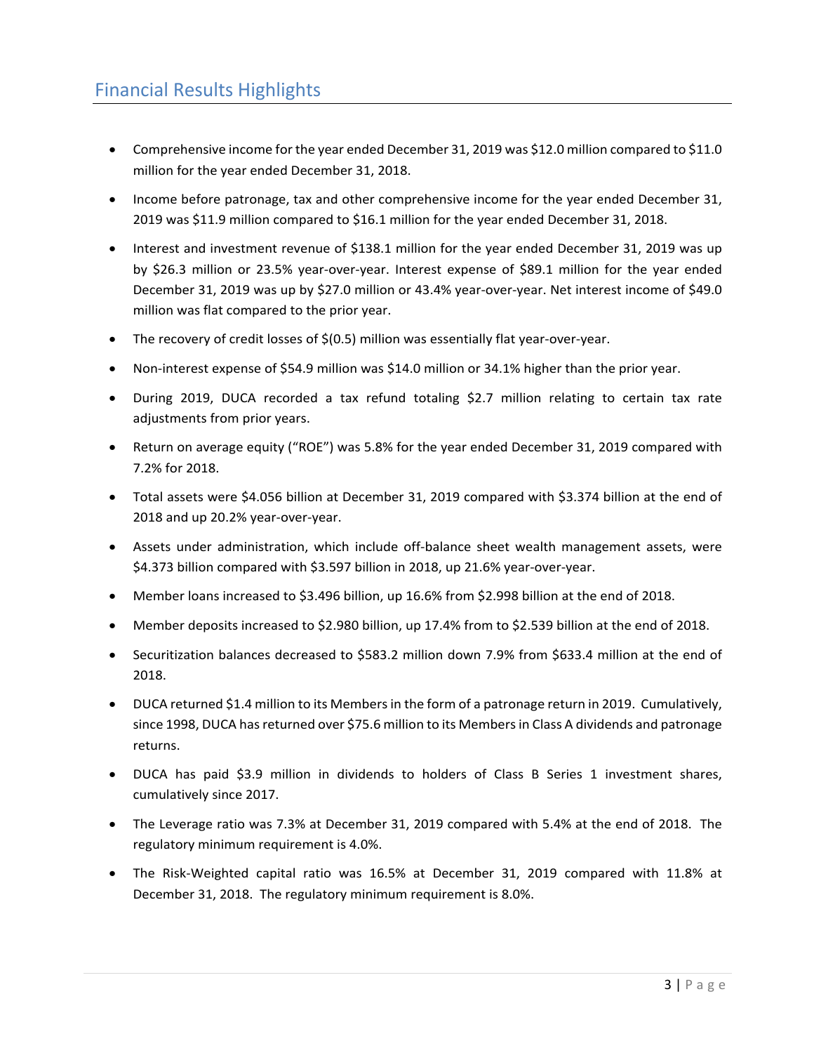## Financial Results Highlights

- Comprehensive income for the year ended December 31, 2019 was $12.0 million compared to $11.0 million for the year ended December 31, 2018.
- Income before patronage, tax and other comprehensive income for the year ended December 31, 2019 was $11.9 million compared to $16.1 million for the year ended December 31, 2018.
- Interest and investment revenue of $138.1 million for the year ended December 31, 2019 was up by $26.3 million or 23.5% year-over-year. Interest expense of $89.1 million for the year ended December 31, 2019 was up by $27.0 million or 43.4% year-over-year. Net interest income of $49.0 million was flat compared to the prior year.
- The recovery of credit losses of $(0.5) million was essentially flat year-over-year.
- Non-interest expense of $54.9 million was $14.0 million or 34.1% higher than the prior year.
- During 2019, DUCA recorded a tax refund totaling $2.7 million relating to certain tax rate adjustments from prior years.
- Return on average equity ("ROE") was 5.8% for the year ended December 31, 2019 compared with 7.2% for 2018.
- Total assets were $4.056 billion at December 31, 2019 compared with $3.374 billion at the end of 2018 and up 20.2% year-over-year.
- Assets under administration, which include off-balance sheet wealth management assets, were $4.373 billion compared with $3.597 billion in 2018, up 21.6% year-over-year.
- Member loans increased to $3.496 billion, up 16.6% from $2.998 billion at the end of 2018.
- Member deposits increased to $2.980 billion, up 17.4% from to $2.539 billion at the end of 2018.
- Securitization balances decreased to $583.2 million down 7.9% from $633.4 million at the end of 2018.
- DUCA returned $1.4 million to its Members in the form of a patronage return in 2019. Cumulatively, since 1998, DUCA has returned over $75.6 million to its Members in Class A dividends and patronage returns.
- DUCA has paid $3.9 million in dividends to holders of Class B Series 1 investment shares, cumulatively since 2017.
- The Leverage ratio was 7.3% at December 31, 2019 compared with 5.4% at the end of 2018. The regulatory minimum requirement is 4.0%.
- The Risk-Weighted capital ratio was 16.5% at December 31, 2019 compared with 11.8% at December 31, 2018. The regulatory minimum requirement is 8.0%.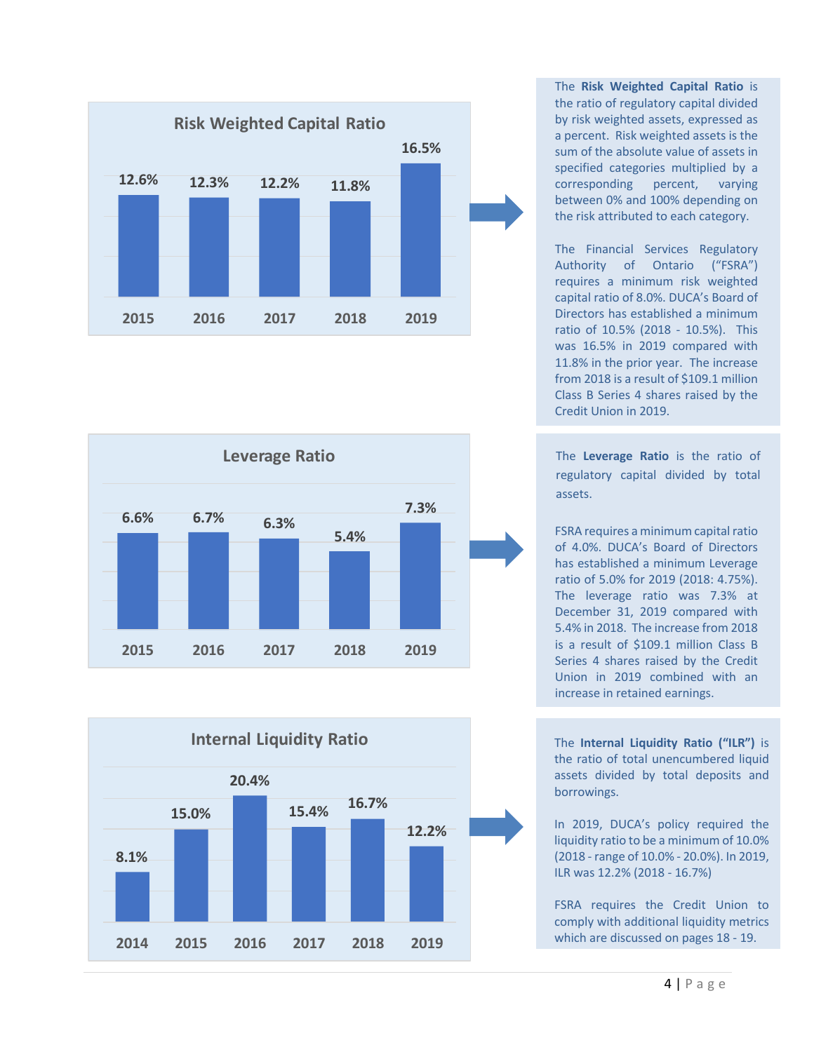**Risk Weighted Capital Ratio**

| 2015 | 2016 | 2017 | 2018 | 2019 |
|---|---|---|---|---|
| 12.6% | 12.3% | 12.2% | 11.8% | 16.5% |

The **Risk Weighted Capital Ratio** is the ratio of regulatory capital divided by risk weighted assets, expressed as a percent. Risk weighted assets is the sum of the absolute value of assets in specified categories multiplied by a corresponding percent, varying between 0% and 100% depending on the risk attributed to each category.

The Financial Services Regulatory Authority of Ontario ("FSRA") requires a minimum risk weighted capital ratio of 8.0%. DUCA's Board of Directors has established a minimum ratio of 10.5% (2018 - 10.5%). This was 16.5% in 2019 compared with 11.8% in the prior year. The increase from 2018 is a result of $109.1 million Class B Series 4 shares raised by the Credit Union in 2019.

**Leverage Ratio**

| 2015 | 2016 | 2017 | 2018 | 2019 |
|---|---|---|---|---|
| 6.6% | 6.7% | 6.3% | 5.4% | 7.3% |

The **Leverage Ratio** is the ratio of regulatory capital divided by total assets.

FSRA requires a minimum capital ratio of 4.0%. DUCA's Board of Directors has established a minimum Leverage ratio of 5.0% for 2019 (2018: 4.75%). The leverage ratio was 7.3% at December 31, 2019 compared with 5.4% in 2018. The increase from 2018 is a result of $109.1 million Class B Series 4 shares raised by the Credit Union in 2019 combined with an increase in retained earnings.

**Internal Liquidity Ratio**

| 2014 | 2015 | 2016 | 2017 | 2018 | 2019 |
|---|---|---|---|---|---|
| 8.1% | 15.0% | 20.4% | 15.4% | 16.7% | 12.2% |

The **Internal Liquidity Ratio ("ILR")** is the ratio of total unencumbered liquid assets divided by total deposits and borrowings.

In 2019, DUCA's policy required the liquidity ratio to be a minimum of 10.0% (2018 - range of 10.0% - 20.0%). In 2019, ILR was 12.2% (2018 - 16.7%)

FSRA requires the Credit Union to comply with additional liquidity metrics which are discussed on pages 18 - 19.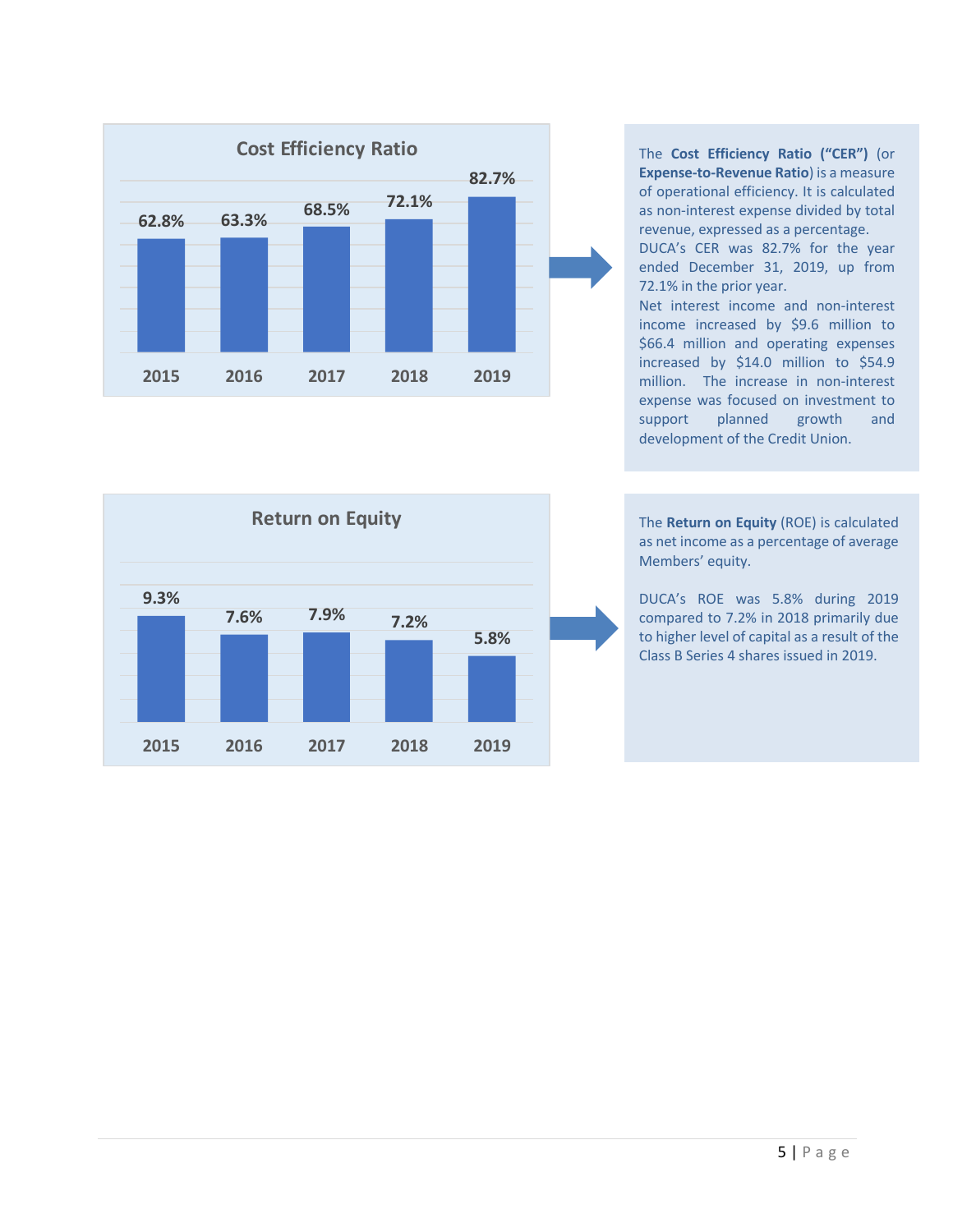## Cost Efficiency Ratio

| 2015 | 2016 | 2017 | 2018 | 2019 |
|---|---|---|---|---|
| 62.8% | 63.3% | 68.5% | 72.1% | 82.7% |

The **Cost Efficiency Ratio ("CER")** (or **Expense-to-Revenue Ratio**) is a measure of operational efficiency. It is calculated as non-interest expense divided by total revenue, expressed as a percentage. DUCA's CER was 82.7% for the year ended December 31, 2019, up from 72.1% in the prior year.

Net interest income and non-interest income increased by $9.6 million to $66.4 million and operating expenses increased by $14.0 million to $54.9 million. The increase in non-interest expense was focused on investment to support planned growth and development of the Credit Union.

## Return on Equity

| 2015 | 2016 | 2017 | 2018 | 2019 |
|---|---|---|---|---|
| 9.3% | 7.6% | 7.9% | 7.2% | 5.8% |

The **Return on Equity** (ROE) is calculated as net income as a percentage of average Members' equity.

DUCA's ROE was 5.8% during 2019 compared to 7.2% in 2018 primarily due to higher level of capital as a result of the Class B Series 4 shares issued in 2019.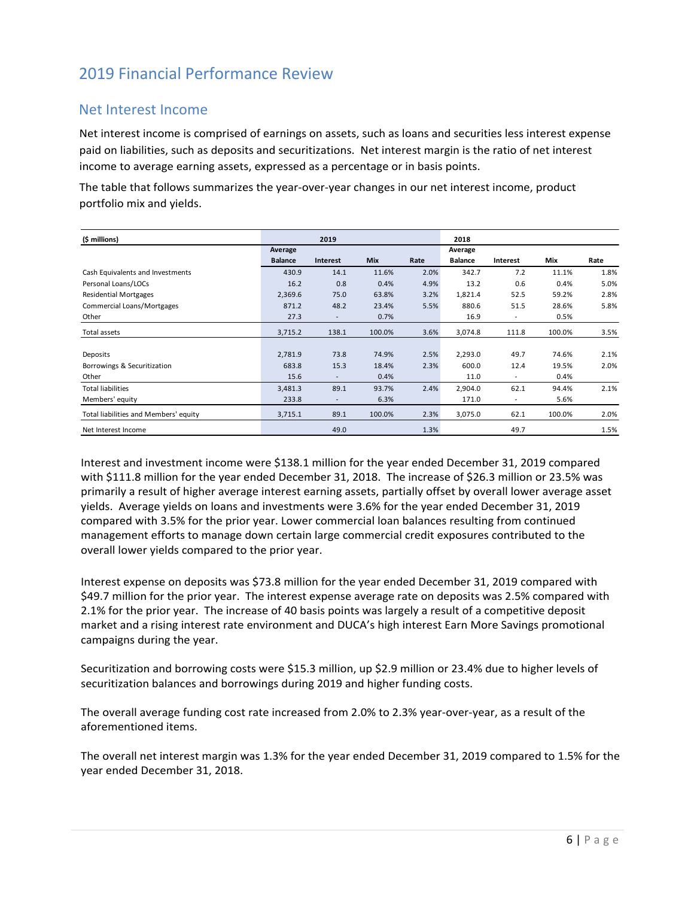# 2019 Financial Performance Review

## Net Interest Income

Net interest income is comprised of earnings on assets, such as loans and securities less interest expense paid on liabilities, such as deposits and securitizations. Net interest margin is the ratio of net interest income to average earning assets, expressed as a percentage or in basis points.

The table that follows summarizes the year-over-year changes in our net interest income, product portfolio mix and yields.

| ($ millions) | 2019 | | | | 2018 | | | |
|---|---|---|---|---|---|---|---|---|
| | Average Balance | Interest | Mix | Rate | Average Balance | Interest | Mix | Rate |
| Cash Equivalents and Investments | 430.9 | 14.1 | 11.6% | 2.0% | 342.7 | 7.2 | 11.1% | 1.8% |
| Personal Loans/LOCs | 16.2 | 0.8 | 0.4% | 4.9% | 13.2 | 0.6 | 0.4% | 5.0% |
| Residential Mortgages | 2,369.6 | 75.0 | 63.8% | 3.2% | 1,821.4 | 52.5 | 59.2% | 2.8% |
| Commercial Loans/Mortgages | 871.2 | 48.2 | 23.4% | 5.5% | 880.6 | 51.5 | 28.6% | 5.8% |
| Other | 27.3 | - | 0.7% | | 16.9 | - | 0.5% | |
| Total assets | 3,715.2 | 138.1 | 100.0% | 3.6% | 3,074.8 | 111.8 | 100.0% | 3.5% |
| | | | | | | | | |
| Deposits | 2,781.9 | 73.8 | 74.9% | 2.5% | 2,293.0 | 49.7 | 74.6% | 2.1% |
| Borrowings & Securitization | 683.8 | 15.3 | 18.4% | 2.3% | 600.0 | 12.4 | 19.5% | 2.0% |
| Other | 15.6 | - | 0.4% | | 11.0 | - | 0.4% | |
| Total liabilities | 3,481.3 | 89.1 | 93.7% | 2.4% | 2,904.0 | 62.1 | 94.4% | 2.1% |
| Members' equity | 233.8 | - | 6.3% | | 171.0 | - | 5.6% | |
| Total liabilities and Members' equity | 3,715.1 | 89.1 | 100.0% | 2.3% | 3,075.0 | 62.1 | 100.0% | 2.0% |
| Net Interest Income | | 49.0 | | 1.3% | | 49.7 | | 1.5% |

Interest and investment income were $138.1 million for the year ended December 31, 2019 compared with $111.8 million for the year ended December 31, 2018. The increase of $26.3 million or 23.5% was primarily a result of higher average interest earning assets, partially offset by overall lower average asset yields. Average yields on loans and investments were 3.6% for the year ended December 31, 2019 compared with 3.5% for the prior year. Lower commercial loan balances resulting from continued management efforts to manage down certain large commercial credit exposures contributed to the overall lower yields compared to the prior year.

Interest expense on deposits was $73.8 million for the year ended December 31, 2019 compared with $49.7 million for the prior year. The interest expense average rate on deposits was 2.5% compared with 2.1% for the prior year. The increase of 40 basis points was largely a result of a competitive deposit market and a rising interest rate environment and DUCA's high interest Earn More Savings promotional campaigns during the year.

Securitization and borrowing costs were $15.3 million, up $2.9 million or 23.4% due to higher levels of securitization balances and borrowings during 2019 and higher funding costs.

The overall average funding cost rate increased from 2.0% to 2.3% year-over-year, as a result of the aforementioned items.

The overall net interest margin was 1.3% for the year ended December 31, 2019 compared to 1.5% for the year ended December 31, 2018.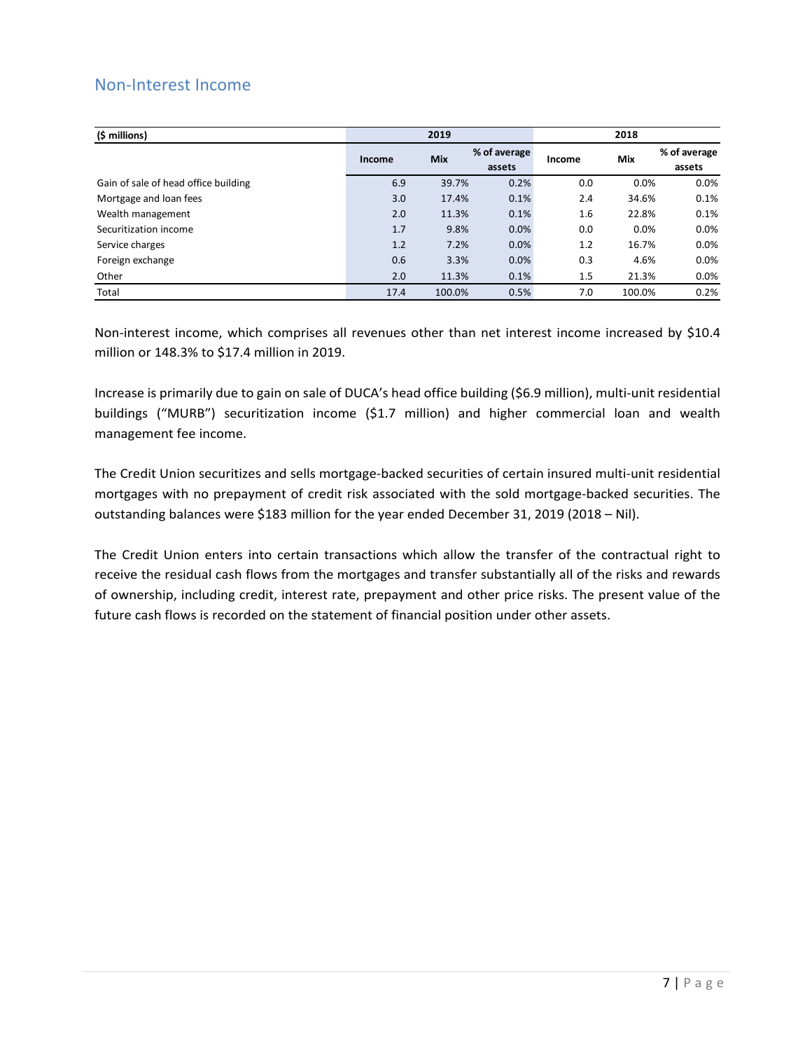## Non-Interest Income

| ($ millions) | 2019 | | | 2018 | | |
|---|---|---|---|---|---|---|
| | Income | Mix | % of average assets | Income | Mix | % of average assets |
| Gain of sale of head office building | 6.9 | 39.7% | 0.2% | 0.0 | 0.0% | 0.0% |
| Mortgage and loan fees | 3.0 | 17.4% | 0.1% | 2.4 | 34.6% | 0.1% |
| Wealth management | 2.0 | 11.3% | 0.1% | 1.6 | 22.8% | 0.1% |
| Securitization income | 1.7 | 9.8% | 0.0% | 0.0 | 0.0% | 0.0% |
| Service charges | 1.2 | 7.2% | 0.0% | 1.2 | 16.7% | 0.0% |
| Foreign exchange | 0.6 | 3.3% | 0.0% | 0.3 | 4.6% | 0.0% |
| Other | 2.0 | 11.3% | 0.1% | 1.5 | 21.3% | 0.0% |
| Total | 17.4 | 100.0% | 0.5% | 7.0 | 100.0% | 0.2% |

Non-interest income, which comprises all revenues other than net interest income increased by $10.4 million or 148.3% to $17.4 million in 2019.

Increase is primarily due to gain on sale of DUCA's head office building ($6.9 million), multi-unit residential buildings ("MURB") securitization income ($1.7 million) and higher commercial loan and wealth management fee income.

The Credit Union securitizes and sells mortgage-backed securities of certain insured multi-unit residential mortgages with no prepayment of credit risk associated with the sold mortgage-backed securities. The outstanding balances were $183 million for the year ended December 31, 2019 (2018 – Nil).

The Credit Union enters into certain transactions which allow the transfer of the contractual right to receive the residual cash flows from the mortgages and transfer substantially all of the risks and rewards of ownership, including credit, interest rate, prepayment and other price risks. The present value of the future cash flows is recorded on the statement of financial position under other assets.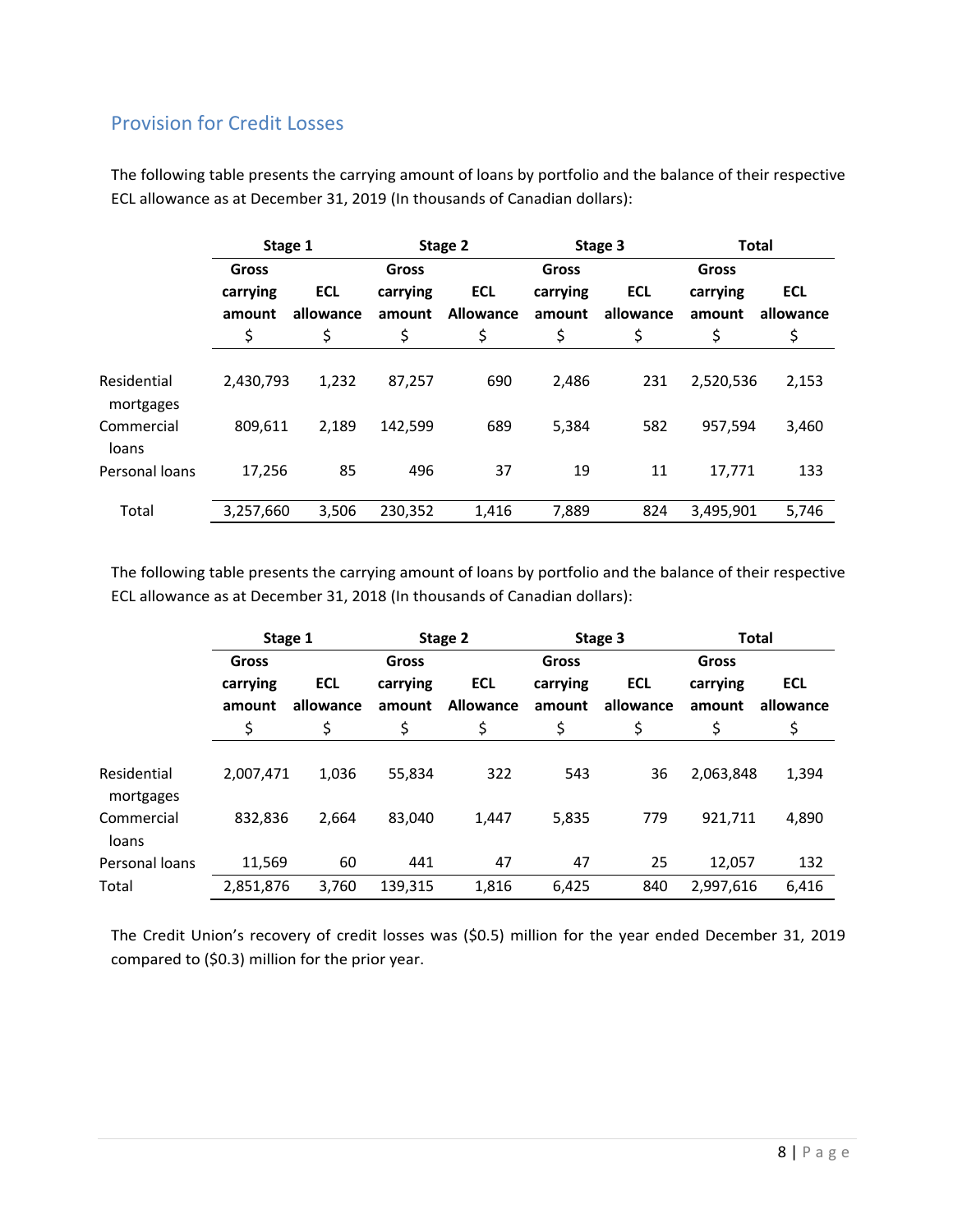## Provision for Credit Losses

The following table presents the carrying amount of loans by portfolio and the balance of their respective ECL allowance as at December 31, 2019 (In thousands of Canadian dollars):

| | Stage 1 | | Stage 2 | | Stage 3 | | Total | |
|---|---|---|---|---|---|---|---|---|
| | Gross carrying amount $ | ECL allowance $ | Gross carrying amount $ | ECL Allowance $ | Gross carrying amount $ | ECL allowance $ | Gross carrying amount $ | ECL allowance $ |
| Residential mortgages | 2,430,793 | 1,232 | 87,257 | 690 | 2,486 | 231 | 2,520,536 | 2,153 |
| Commercial loans | 809,611 | 2,189 | 142,599 | 689 | 5,384 | 582 | 957,594 | 3,460 |
| Personal loans | 17,256 | 85 | 496 | 37 | 19 | 11 | 17,771 | 133 |
| Total | 3,257,660 | 3,506 | 230,352 | 1,416 | 7,889 | 824 | 3,495,901 | 5,746 |

The following table presents the carrying amount of loans by portfolio and the balance of their respective ECL allowance as at December 31, 2018 (In thousands of Canadian dollars):

| | Stage 1 | | Stage 2 | | Stage 3 | | Total | |
|---|---|---|---|---|---|---|---|---|
| | Gross carrying amount $ | ECL allowance $ | Gross carrying amount $ | ECL Allowance $ | Gross carrying amount $ | ECL allowance $ | Gross carrying amount $ | ECL allowance $ |
| Residential mortgages | 2,007,471 | 1,036 | 55,834 | 322 | 543 | 36 | 2,063,848 | 1,394 |
| Commercial loans | 832,836 | 2,664 | 83,040 | 1,447 | 5,835 | 779 | 921,711 | 4,890 |
| Personal loans | 11,569 | 60 | 441 | 47 | 47 | 25 | 12,057 | 132 |
| Total | 2,851,876 | 3,760 | 139,315 | 1,816 | 6,425 | 840 | 2,997,616 | 6,416 |

The Credit Union's recovery of credit losses was ($0.5) million for the year ended December 31, 2019 compared to ($0.3) million for the prior year.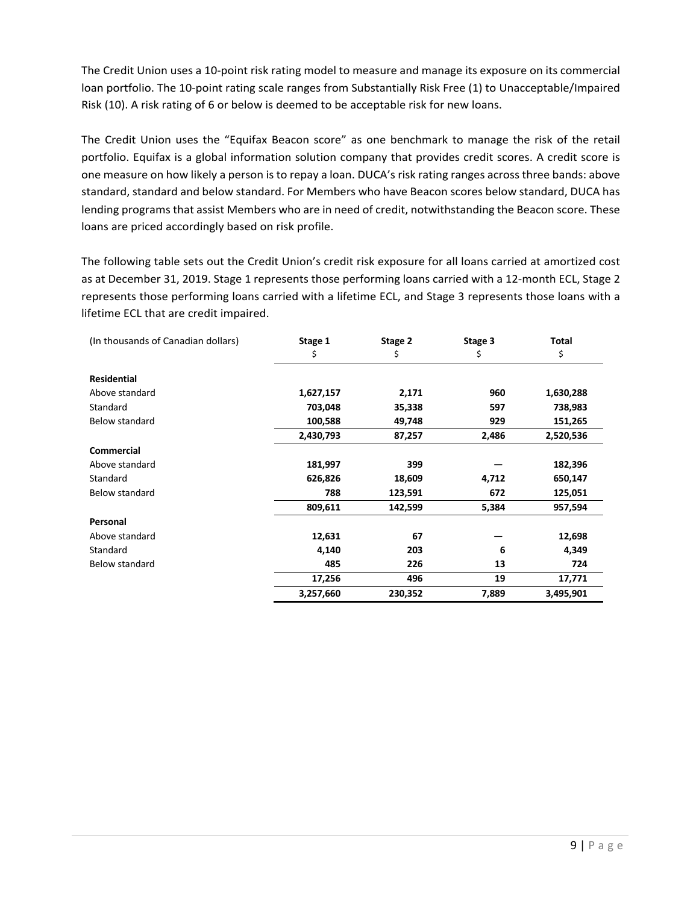The Credit Union uses a 10-point risk rating model to measure and manage its exposure on its commercial loan portfolio. The 10-point rating scale ranges from Substantially Risk Free (1) to Unacceptable/Impaired Risk (10). A risk rating of 6 or below is deemed to be acceptable risk for new loans.

The Credit Union uses the "Equifax Beacon score" as one benchmark to manage the risk of the retail portfolio. Equifax is a global information solution company that provides credit scores. A credit score is one measure on how likely a person is to repay a loan. DUCA's risk rating ranges across three bands: above standard, standard and below standard. For Members who have Beacon scores below standard, DUCA has lending programs that assist Members who are in need of credit, notwithstanding the Beacon score. These loans are priced accordingly based on risk profile.

The following table sets out the Credit Union's credit risk exposure for all loans carried at amortized cost as at December 31, 2019. Stage 1 represents those performing loans carried with a 12-month ECL, Stage 2 represents those performing loans carried with a lifetime ECL, and Stage 3 represents those loans with a lifetime ECL that are credit impaired.

| (In thousands of Canadian dollars) | Stage 1<br>$ | Stage 2<br>$ | Stage 3<br>$ | Total<br>$ |
|---|---|---|---|---|
| **Residential** | | | | |
| Above standard | **1,627,157** | **2,171** | **960** | **1,630,288** |
| Standard | **703,048** | **35,338** | **597** | **738,983** |
| Below standard | **100,588** | **49,748** | **929** | **151,265** |
| | **2,430,793** | **87,257** | **2,486** | **2,520,536** |
| **Commercial** | | | | |
| Above standard | **181,997** | **399** | **—** | **182,396** |
| Standard | **626,826** | **18,609** | **4,712** | **650,147** |
| Below standard | **788** | **123,591** | **672** | **125,051** |
| | **809,611** | **142,599** | **5,384** | **957,594** |
| **Personal** | | | | |
| Above standard | **12,631** | **67** | **—** | **12,698** |
| Standard | **4,140** | **203** | **6** | **4,349** |
| Below standard | **485** | **226** | **13** | **724** |
| | **17,256** | **496** | **19** | **17,771** |
| | **3,257,660** | **230,352** | **7,889** | **3,495,901** |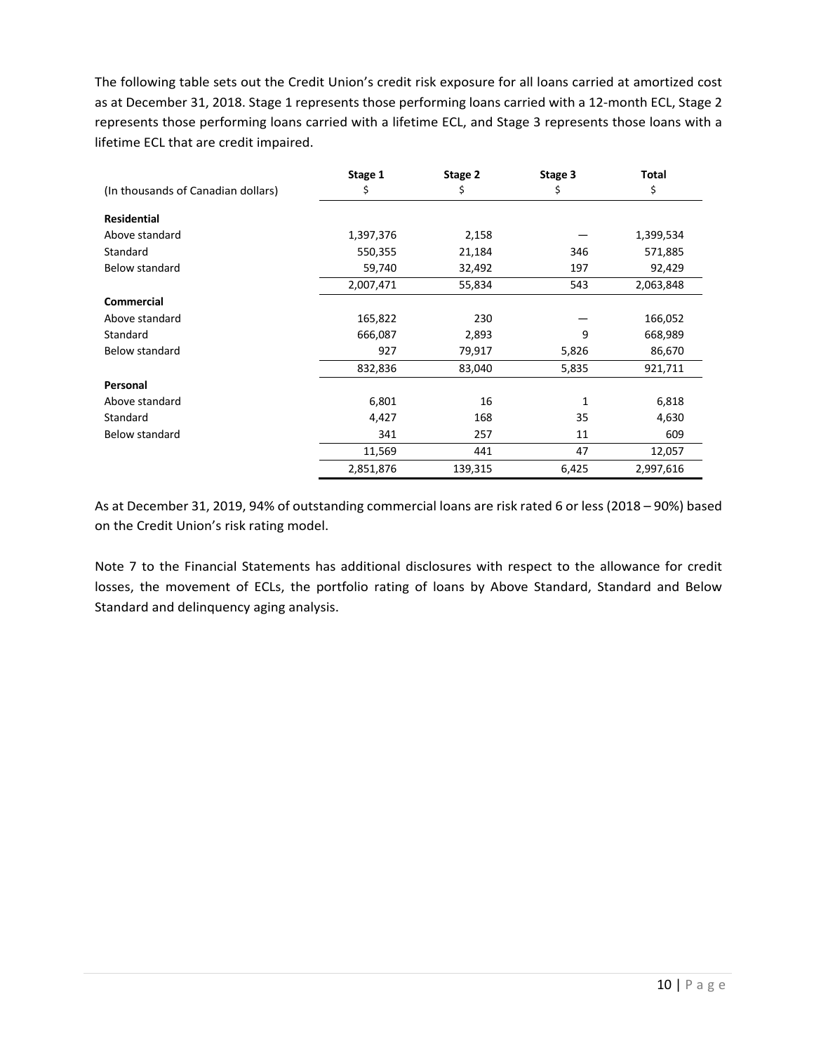The following table sets out the Credit Union's credit risk exposure for all loans carried at amortized cost as at December 31, 2018. Stage 1 represents those performing loans carried with a 12-month ECL, Stage 2 represents those performing loans carried with a lifetime ECL, and Stage 3 represents those loans with a lifetime ECL that are credit impaired.

| (In thousands of Canadian dollars) | Stage 1<br>$ | Stage 2<br>$ | Stage 3<br>$ | Total<br>$ |
|---|---|---|---|---|
| **Residential** | | | | |
| Above standard | 1,397,376 | 2,158 | — | 1,399,534 |
| Standard | 550,355 | 21,184 | 346 | 571,885 |
| Below standard | 59,740 | 32,492 | 197 | 92,429 |
| | 2,007,471 | 55,834 | 543 | 2,063,848 |
| **Commercial** | | | | |
| Above standard | 165,822 | 230 | — | 166,052 |
| Standard | 666,087 | 2,893 | 9 | 668,989 |
| Below standard | 927 | 79,917 | 5,826 | 86,670 |
| | 832,836 | 83,040 | 5,835 | 921,711 |
| **Personal** | | | | |
| Above standard | 6,801 | 16 | 1 | 6,818 |
| Standard | 4,427 | 168 | 35 | 4,630 |
| Below standard | 341 | 257 | 11 | 609 |
| | 11,569 | 441 | 47 | 12,057 |
| | 2,851,876 | 139,315 | 6,425 | 2,997,616 |

As at December 31, 2019, 94% of outstanding commercial loans are risk rated 6 or less (2018 – 90%) based on the Credit Union's risk rating model.

Note 7 to the Financial Statements has additional disclosures with respect to the allowance for credit losses, the movement of ECLs, the portfolio rating of loans by Above Standard, Standard and Below Standard and delinquency aging analysis.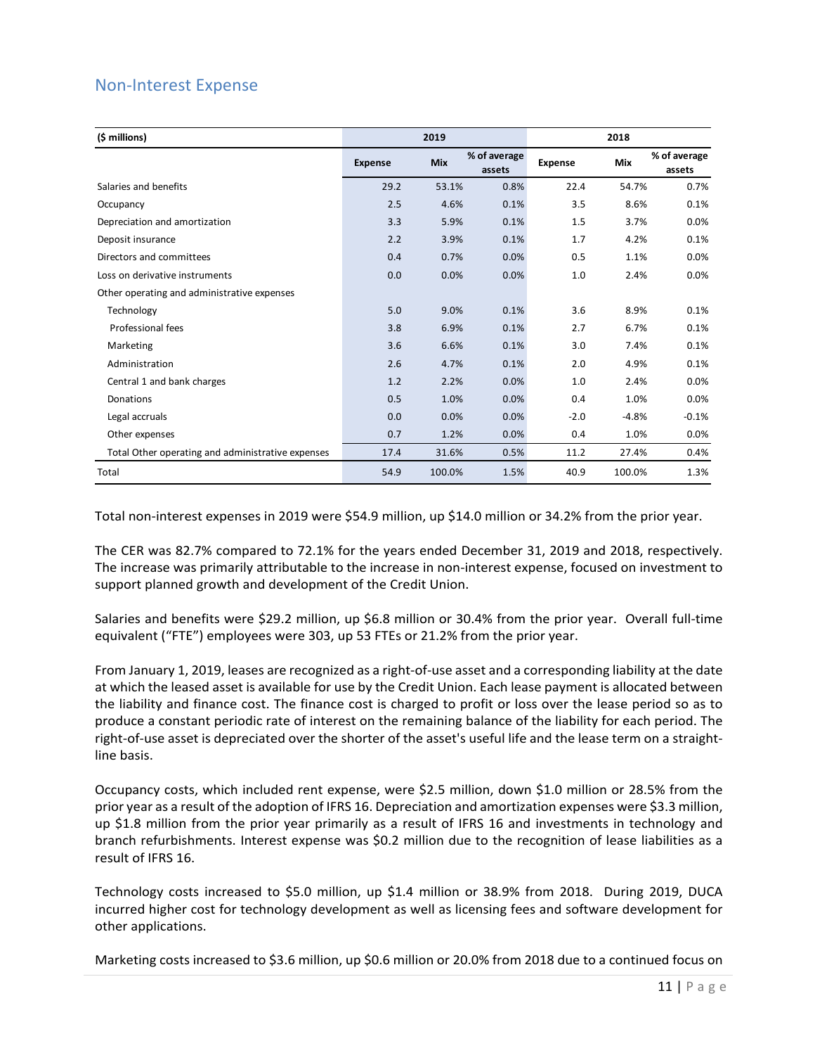## Non-Interest Expense

| ($ millions) | 2019 | | | 2018 | | |
|---|---|---|---|---|---|---|
| | Expense | Mix | % of average assets | Expense | Mix | % of average assets |
| Salaries and benefits | 29.2 | 53.1% | 0.8% | 22.4 | 54.7% | 0.7% |
| Occupancy | 2.5 | 4.6% | 0.1% | 3.5 | 8.6% | 0.1% |
| Depreciation and amortization | 3.3 | 5.9% | 0.1% | 1.5 | 3.7% | 0.0% |
| Deposit insurance | 2.2 | 3.9% | 0.1% | 1.7 | 4.2% | 0.1% |
| Directors and committees | 0.4 | 0.7% | 0.0% | 0.5 | 1.1% | 0.0% |
| Loss on derivative instruments | 0.0 | 0.0% | 0.0% | 1.0 | 2.4% | 0.0% |
| Other operating and administrative expenses | | | | | | |
| Technology | 5.0 | 9.0% | 0.1% | 3.6 | 8.9% | 0.1% |
| Professional fees | 3.8 | 6.9% | 0.1% | 2.7 | 6.7% | 0.1% |
| Marketing | 3.6 | 6.6% | 0.1% | 3.0 | 7.4% | 0.1% |
| Administration | 2.6 | 4.7% | 0.1% | 2.0 | 4.9% | 0.1% |
| Central 1 and bank charges | 1.2 | 2.2% | 0.0% | 1.0 | 2.4% | 0.0% |
| Donations | 0.5 | 1.0% | 0.0% | 0.4 | 1.0% | 0.0% |
| Legal accruals | 0.0 | 0.0% | 0.0% | -2.0 | -4.8% | -0.1% |
| Other expenses | 0.7 | 1.2% | 0.0% | 0.4 | 1.0% | 0.0% |
| Total Other operating and administrative expenses | 17.4 | 31.6% | 0.5% | 11.2 | 27.4% | 0.4% |
| Total | 54.9 | 100.0% | 1.5% | 40.9 | 100.0% | 1.3% |

Total non-interest expenses in 2019 were $54.9 million, up $14.0 million or 34.2% from the prior year.

The CER was 82.7% compared to 72.1% for the years ended December 31, 2019 and 2018, respectively. The increase was primarily attributable to the increase in non-interest expense, focused on investment to support planned growth and development of the Credit Union.

Salaries and benefits were $29.2 million, up $6.8 million or 30.4% from the prior year. Overall full-time equivalent ("FTE") employees were 303, up 53 FTEs or 21.2% from the prior year.

From January 1, 2019, leases are recognized as a right-of-use asset and a corresponding liability at the date at which the leased asset is available for use by the Credit Union. Each lease payment is allocated between the liability and finance cost. The finance cost is charged to profit or loss over the lease period so as to produce a constant periodic rate of interest on the remaining balance of the liability for each period. The right-of-use asset is depreciated over the shorter of the asset's useful life and the lease term on a straight-line basis.

Occupancy costs, which included rent expense, were $2.5 million, down $1.0 million or 28.5% from the prior year as a result of the adoption of IFRS 16. Depreciation and amortization expenses were $3.3 million, up $1.8 million from the prior year primarily as a result of IFRS 16 and investments in technology and branch refurbishments. Interest expense was $0.2 million due to the recognition of lease liabilities as a result of IFRS 16.

Technology costs increased to $5.0 million, up $1.4 million or 38.9% from 2018. During 2019, DUCA incurred higher cost for technology development as well as licensing fees and software development for other applications.

Marketing costs increased to $3.6 million, up $0.6 million or 20.0% from 2018 due to a continued focus on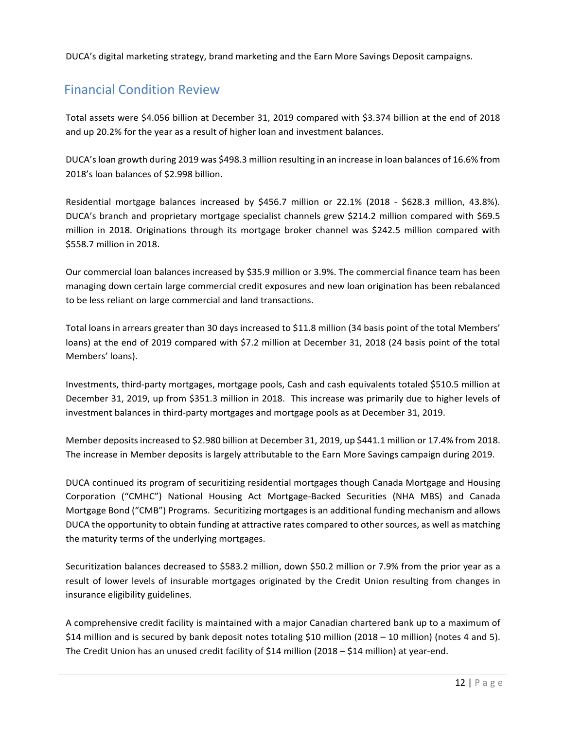DUCA's digital marketing strategy, brand marketing and the Earn More Savings Deposit campaigns.

## Financial Condition Review

Total assets were $4.056 billion at December 31, 2019 compared with $3.374 billion at the end of 2018 and up 20.2% for the year as a result of higher loan and investment balances.

DUCA's loan growth during 2019 was $498.3 million resulting in an increase in loan balances of 16.6% from 2018's loan balances of $2.998 billion.

Residential mortgage balances increased by $456.7 million or 22.1% (2018 - $628.3 million, 43.8%). DUCA's branch and proprietary mortgage specialist channels grew $214.2 million compared with $69.5 million in 2018. Originations through its mortgage broker channel was $242.5 million compared with $558.7 million in 2018.

Our commercial loan balances increased by $35.9 million or 3.9%. The commercial finance team has been managing down certain large commercial credit exposures and new loan origination has been rebalanced to be less reliant on large commercial and land transactions.

Total loans in arrears greater than 30 days increased to $11.8 million (34 basis point of the total Members' loans) at the end of 2019 compared with $7.2 million at December 31, 2018 (24 basis point of the total Members' loans).

Investments, third-party mortgages, mortgage pools, Cash and cash equivalents totaled $510.5 million at December 31, 2019, up from $351.3 million in 2018. This increase was primarily due to higher levels of investment balances in third-party mortgages and mortgage pools as at December 31, 2019.

Member deposits increased to $2.980 billion at December 31, 2019, up $441.1 million or 17.4% from 2018. The increase in Member deposits is largely attributable to the Earn More Savings campaign during 2019.

DUCA continued its program of securitizing residential mortgages though Canada Mortgage and Housing Corporation ("CMHC") National Housing Act Mortgage-Backed Securities (NHA MBS) and Canada Mortgage Bond ("CMB") Programs. Securitizing mortgages is an additional funding mechanism and allows DUCA the opportunity to obtain funding at attractive rates compared to other sources, as well as matching the maturity terms of the underlying mortgages.

Securitization balances decreased to $583.2 million, down $50.2 million or 7.9% from the prior year as a result of lower levels of insurable mortgages originated by the Credit Union resulting from changes in insurance eligibility guidelines.

A comprehensive credit facility is maintained with a major Canadian chartered bank up to a maximum of $14 million and is secured by bank deposit notes totaling $10 million (2018 – 10 million) (notes 4 and 5). The Credit Union has an unused credit facility of $14 million (2018 – $14 million) at year-end.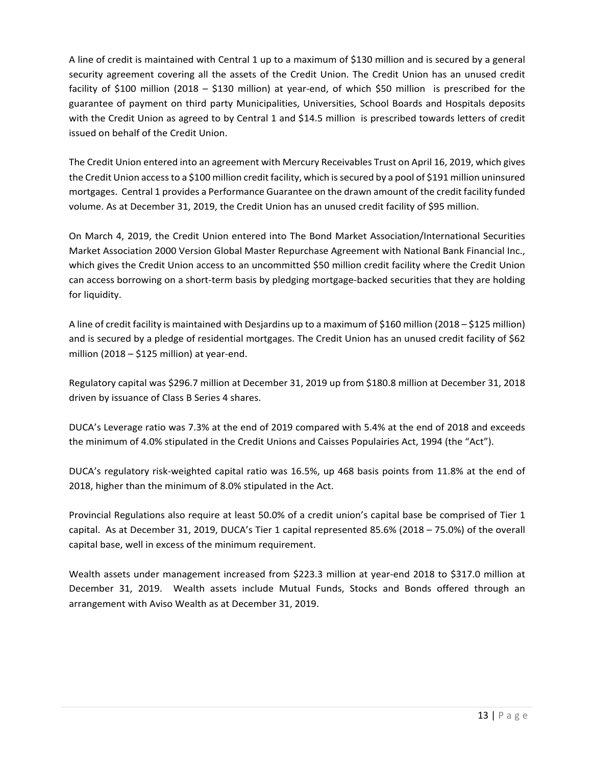A line of credit is maintained with Central 1 up to a maximum of $130 million and is secured by a general security agreement covering all the assets of the Credit Union. The Credit Union has an unused credit facility of $100 million (2018 – $130 million) at year-end, of which $50 million is prescribed for the guarantee of payment on third party Municipalities, Universities, School Boards and Hospitals deposits with the Credit Union as agreed to by Central 1 and $14.5 million is prescribed towards letters of credit issued on behalf of the Credit Union.

The Credit Union entered into an agreement with Mercury Receivables Trust on April 16, 2019, which gives the Credit Union access to a $100 million credit facility, which is secured by a pool of $191 million uninsured mortgages. Central 1 provides a Performance Guarantee on the drawn amount of the credit facility funded volume. As at December 31, 2019, the Credit Union has an unused credit facility of $95 million.

On March 4, 2019, the Credit Union entered into The Bond Market Association/International Securities Market Association 2000 Version Global Master Repurchase Agreement with National Bank Financial Inc., which gives the Credit Union access to an uncommitted $50 million credit facility where the Credit Union can access borrowing on a short-term basis by pledging mortgage-backed securities that they are holding for liquidity.

A line of credit facility is maintained with Desjardins up to a maximum of $160 million (2018 – $125 million) and is secured by a pledge of residential mortgages. The Credit Union has an unused credit facility of $62 million (2018 – $125 million) at year-end.

Regulatory capital was $296.7 million at December 31, 2019 up from $180.8 million at December 31, 2018 driven by issuance of Class B Series 4 shares.

DUCA's Leverage ratio was 7.3% at the end of 2019 compared with 5.4% at the end of 2018 and exceeds the minimum of 4.0% stipulated in the Credit Unions and Caisses Populairies Act, 1994 (the "Act").

DUCA's regulatory risk-weighted capital ratio was 16.5%, up 468 basis points from 11.8% at the end of 2018, higher than the minimum of 8.0% stipulated in the Act.

Provincial Regulations also require at least 50.0% of a credit union's capital base be comprised of Tier 1 capital. As at December 31, 2019, DUCA's Tier 1 capital represented 85.6% (2018 – 75.0%) of the overall capital base, well in excess of the minimum requirement.

Wealth assets under management increased from $223.3 million at year-end 2018 to $317.0 million at December 31, 2019. Wealth assets include Mutual Funds, Stocks and Bonds offered through an arrangement with Aviso Wealth as at December 31, 2019.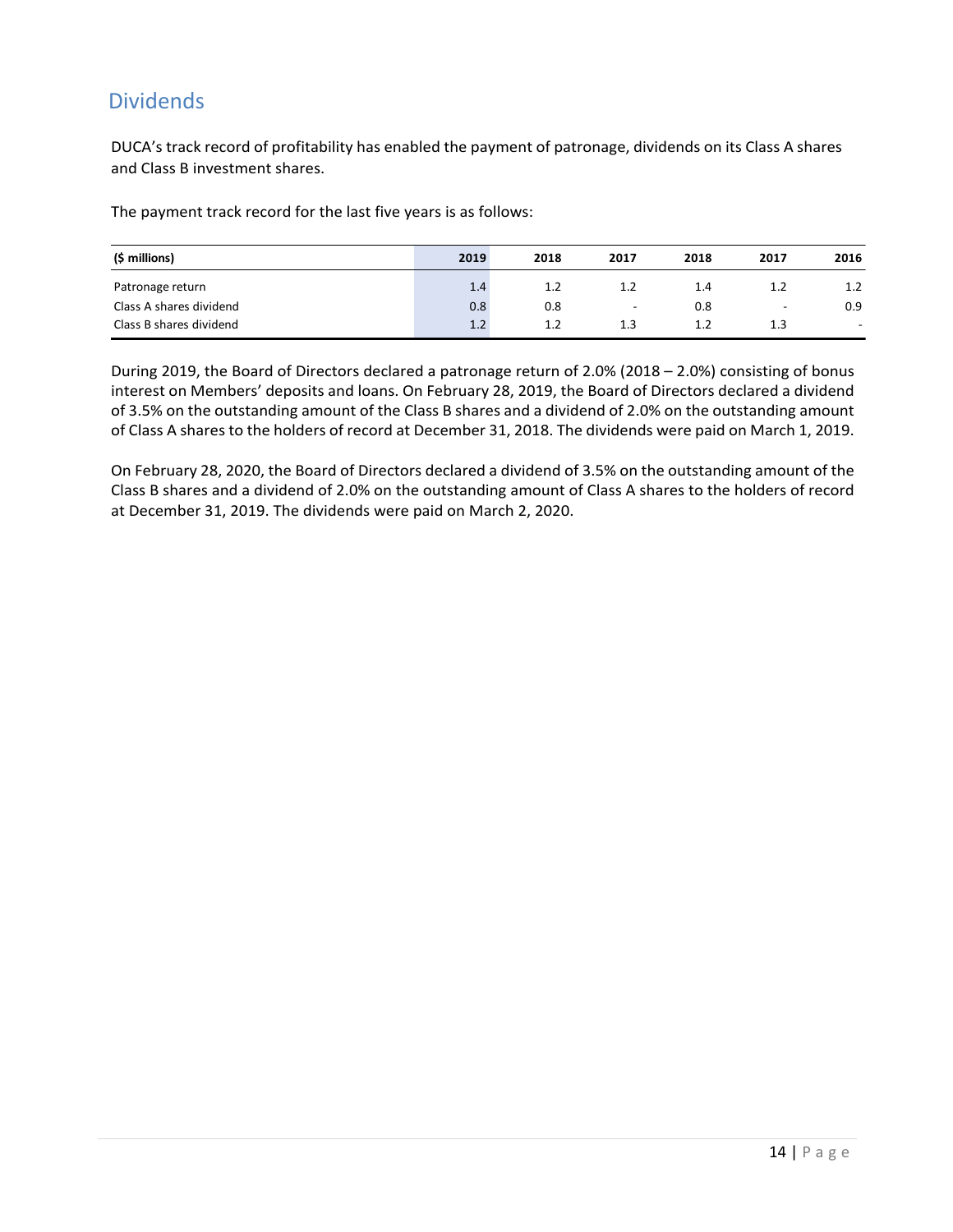## Dividends

DUCA's track record of profitability has enabled the payment of patronage, dividends on its Class A shares and Class B investment shares.

The payment track record for the last five years is as follows:

| ($ millions) | 2019 | 2018 | 2017 | 2018 | 2017 | 2016 |
|---|---|---|---|---|---|---|
| Patronage return | 1.4 | 1.2 | 1.2 | 1.4 | 1.2 | 1.2 |
| Class A shares dividend | 0.8 | 0.8 | - | 0.8 | - | 0.9 |
| Class B shares dividend | 1.2 | 1.2 | 1.3 | 1.2 | 1.3 | - |

During 2019, the Board of Directors declared a patronage return of 2.0% (2018 – 2.0%) consisting of bonus interest on Members' deposits and loans. On February 28, 2019, the Board of Directors declared a dividend of 3.5% on the outstanding amount of the Class B shares and a dividend of 2.0% on the outstanding amount of Class A shares to the holders of record at December 31, 2018. The dividends were paid on March 1, 2019.

On February 28, 2020, the Board of Directors declared a dividend of 3.5% on the outstanding amount of the Class B shares and a dividend of 2.0% on the outstanding amount of Class A shares to the holders of record at December 31, 2019. The dividends were paid on March 2, 2020.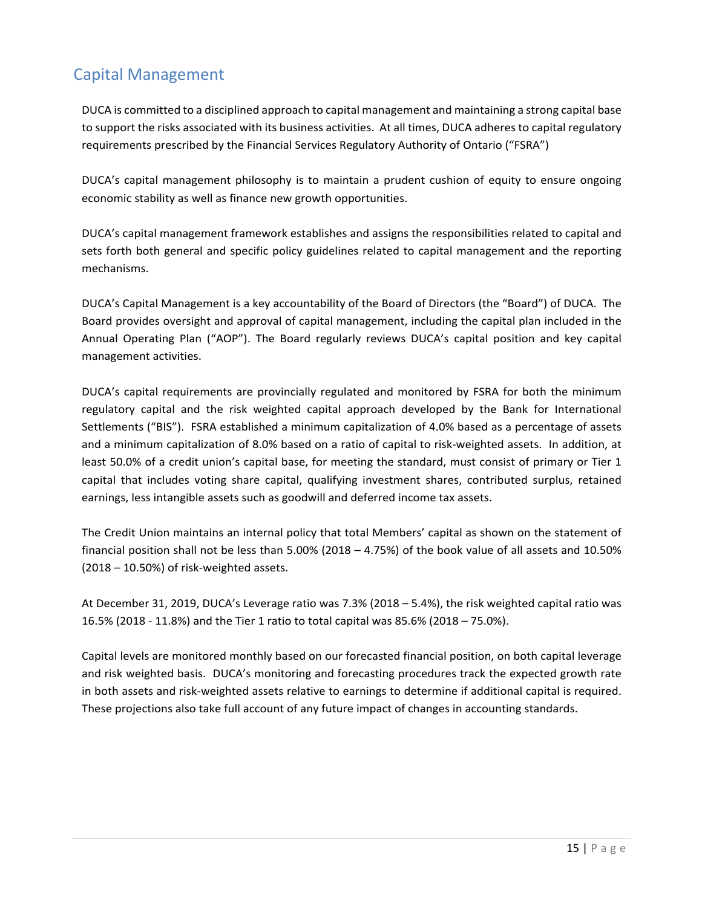## Capital Management

DUCA is committed to a disciplined approach to capital management and maintaining a strong capital base to support the risks associated with its business activities. At all times, DUCA adheres to capital regulatory requirements prescribed by the Financial Services Regulatory Authority of Ontario ("FSRA")

DUCA's capital management philosophy is to maintain a prudent cushion of equity to ensure ongoing economic stability as well as finance new growth opportunities.

DUCA's capital management framework establishes and assigns the responsibilities related to capital and sets forth both general and specific policy guidelines related to capital management and the reporting mechanisms.

DUCA's Capital Management is a key accountability of the Board of Directors (the "Board") of DUCA. The Board provides oversight and approval of capital management, including the capital plan included in the Annual Operating Plan ("AOP"). The Board regularly reviews DUCA's capital position and key capital management activities.

DUCA's capital requirements are provincially regulated and monitored by FSRA for both the minimum regulatory capital and the risk weighted capital approach developed by the Bank for International Settlements ("BIS"). FSRA established a minimum capitalization of 4.0% based as a percentage of assets and a minimum capitalization of 8.0% based on a ratio of capital to risk-weighted assets. In addition, at least 50.0% of a credit union's capital base, for meeting the standard, must consist of primary or Tier 1 capital that includes voting share capital, qualifying investment shares, contributed surplus, retained earnings, less intangible assets such as goodwill and deferred income tax assets.

The Credit Union maintains an internal policy that total Members' capital as shown on the statement of financial position shall not be less than 5.00% (2018 – 4.75%) of the book value of all assets and 10.50% (2018 – 10.50%) of risk-weighted assets.

At December 31, 2019, DUCA's Leverage ratio was 7.3% (2018 – 5.4%), the risk weighted capital ratio was 16.5% (2018 - 11.8%) and the Tier 1 ratio to total capital was 85.6% (2018 – 75.0%).

Capital levels are monitored monthly based on our forecasted financial position, on both capital leverage and risk weighted basis. DUCA's monitoring and forecasting procedures track the expected growth rate in both assets and risk-weighted assets relative to earnings to determine if additional capital is required. These projections also take full account of any future impact of changes in accounting standards.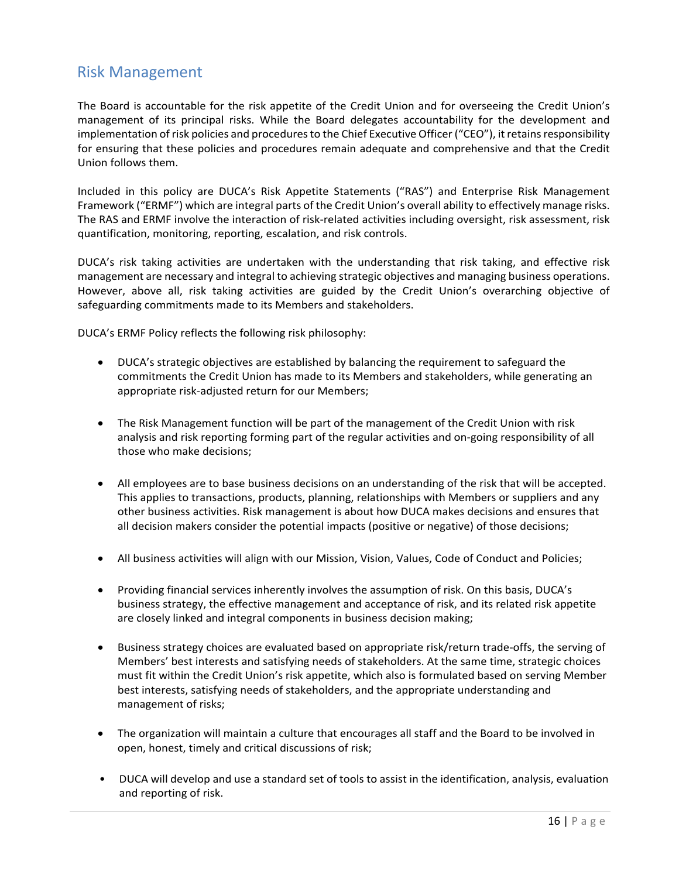## Risk Management

The Board is accountable for the risk appetite of the Credit Union and for overseeing the Credit Union's management of its principal risks. While the Board delegates accountability for the development and implementation of risk policies and procedures to the Chief Executive Officer ("CEO"), it retains responsibility for ensuring that these policies and procedures remain adequate and comprehensive and that the Credit Union follows them.

Included in this policy are DUCA's Risk Appetite Statements ("RAS") and Enterprise Risk Management Framework ("ERMF") which are integral parts of the Credit Union's overall ability to effectively manage risks. The RAS and ERMF involve the interaction of risk-related activities including oversight, risk assessment, risk quantification, monitoring, reporting, escalation, and risk controls.

DUCA's risk taking activities are undertaken with the understanding that risk taking, and effective risk management are necessary and integral to achieving strategic objectives and managing business operations. However, above all, risk taking activities are guided by the Credit Union's overarching objective of safeguarding commitments made to its Members and stakeholders.

DUCA's ERMF Policy reflects the following risk philosophy:

- DUCA's strategic objectives are established by balancing the requirement to safeguard the commitments the Credit Union has made to its Members and stakeholders, while generating an appropriate risk-adjusted return for our Members;

- The Risk Management function will be part of the management of the Credit Union with risk analysis and risk reporting forming part of the regular activities and on-going responsibility of all those who make decisions;

- All employees are to base business decisions on an understanding of the risk that will be accepted. This applies to transactions, products, planning, relationships with Members or suppliers and any other business activities. Risk management is about how DUCA makes decisions and ensures that all decision makers consider the potential impacts (positive or negative) of those decisions;

- All business activities will align with our Mission, Vision, Values, Code of Conduct and Policies;

- Providing financial services inherently involves the assumption of risk. On this basis, DUCA's business strategy, the effective management and acceptance of risk, and its related risk appetite are closely linked and integral components in business decision making;

- Business strategy choices are evaluated based on appropriate risk/return trade-offs, the serving of Members' best interests and satisfying needs of stakeholders. At the same time, strategic choices must fit within the Credit Union's risk appetite, which also is formulated based on serving Member best interests, satisfying needs of stakeholders, and the appropriate understanding and management of risks;

- The organization will maintain a culture that encourages all staff and the Board to be involved in open, honest, timely and critical discussions of risk;

- DUCA will develop and use a standard set of tools to assist in the identification, analysis, evaluation and reporting of risk.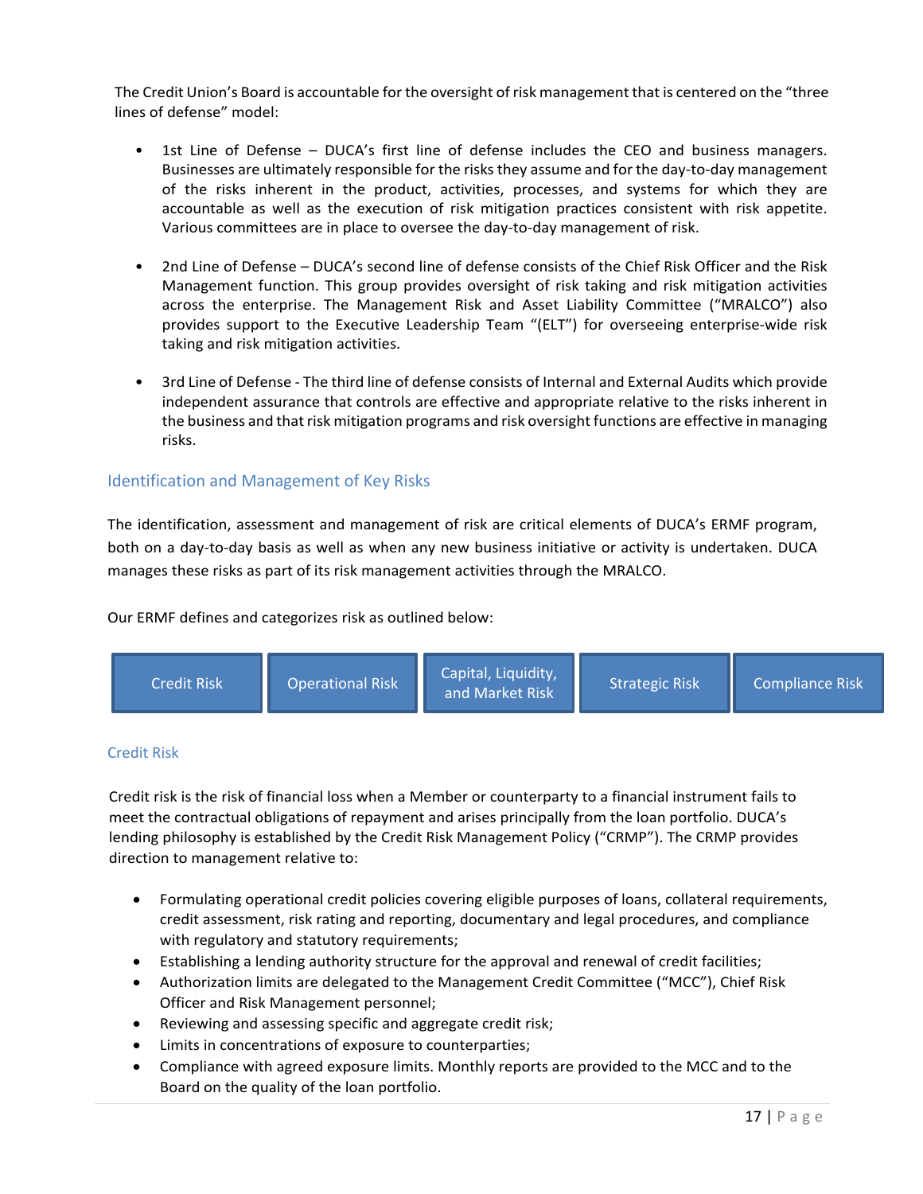The Credit Union's Board is accountable for the oversight of risk management that is centered on the "three lines of defense" model:

- 1st Line of Defense – DUCA's first line of defense includes the CEO and business managers. Businesses are ultimately responsible for the risks they assume and for the day-to-day management of the risks inherent in the product, activities, processes, and systems for which they are accountable as well as the execution of risk mitigation practices consistent with risk appetite. Various committees are in place to oversee the day-to-day management of risk.

- 2nd Line of Defense – DUCA's second line of defense consists of the Chief Risk Officer and the Risk Management function. This group provides oversight of risk taking and risk mitigation activities across the enterprise. The Management Risk and Asset Liability Committee ("MRALCO") also provides support to the Executive Leadership Team "(ELT") for overseeing enterprise-wide risk taking and risk mitigation activities.

- 3rd Line of Defense - The third line of defense consists of Internal and External Audits which provide independent assurance that controls are effective and appropriate relative to the risks inherent in the business and that risk mitigation programs and risk oversight functions are effective in managing risks.

## Identification and Management of Key Risks

The identification, assessment and management of risk are critical elements of DUCA's ERMF program, both on a day-to-day basis as well as when any new business initiative or activity is undertaken. DUCA manages these risks as part of its risk management activities through the MRALCO.

Our ERMF defines and categorizes risk as outlined below:

| Credit Risk | Operational Risk | Capital, Liquidity, and Market Risk | Strategic Risk | Compliance Risk |
|---|---|---|---|---|

### Credit Risk

Credit risk is the risk of financial loss when a Member or counterparty to a financial instrument fails to meet the contractual obligations of repayment and arises principally from the loan portfolio. DUCA's lending philosophy is established by the Credit Risk Management Policy ("CRMP"). The CRMP provides direction to management relative to:

- Formulating operational credit policies covering eligible purposes of loans, collateral requirements, credit assessment, risk rating and reporting, documentary and legal procedures, and compliance with regulatory and statutory requirements;
- Establishing a lending authority structure for the approval and renewal of credit facilities;
- Authorization limits are delegated to the Management Credit Committee ("MCC"), Chief Risk Officer and Risk Management personnel;
- Reviewing and assessing specific and aggregate credit risk;
- Limits in concentrations of exposure to counterparties;
- Compliance with agreed exposure limits. Monthly reports are provided to the MCC and to the Board on the quality of the loan portfolio.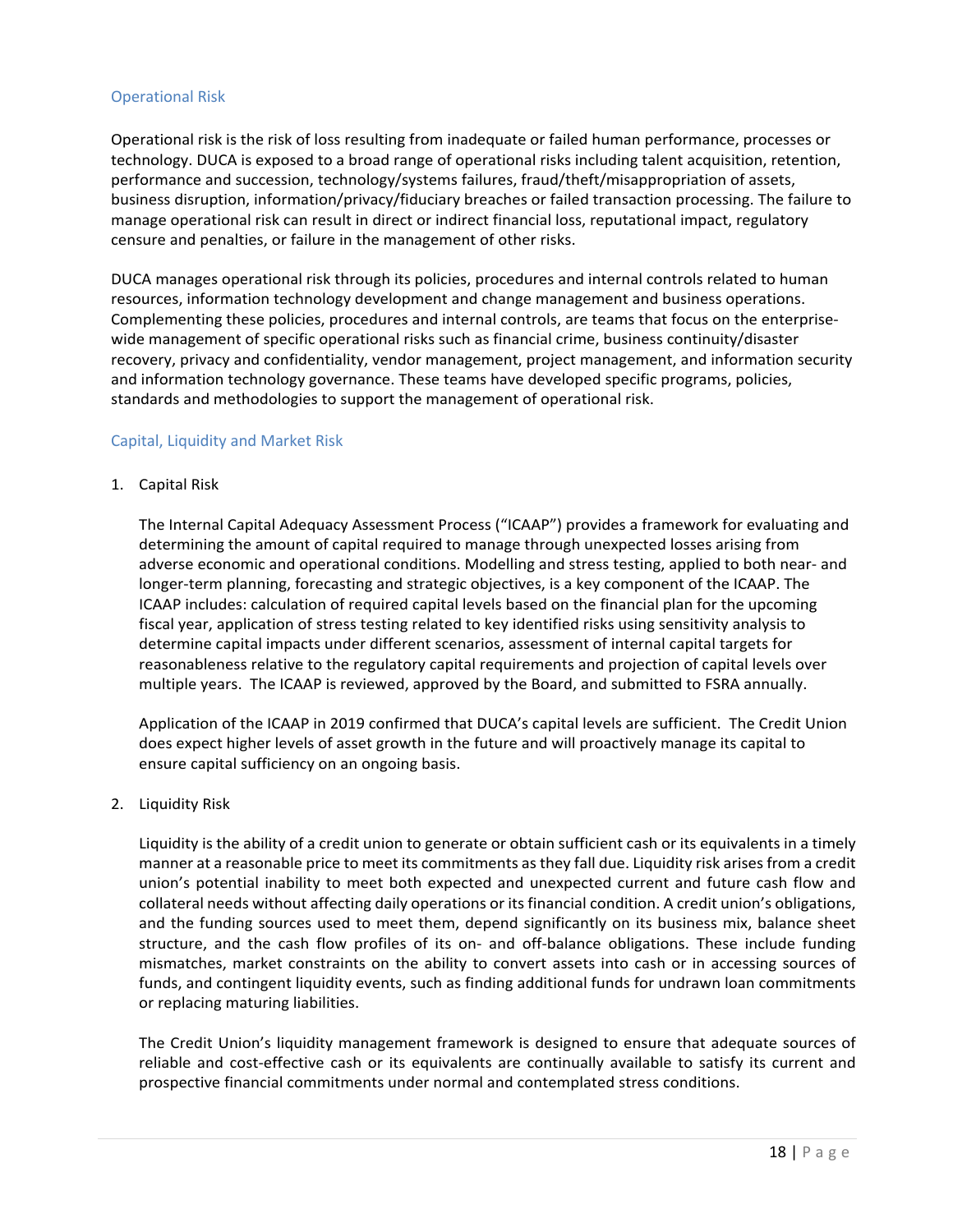## Operational Risk

Operational risk is the risk of loss resulting from inadequate or failed human performance, processes or technology. DUCA is exposed to a broad range of operational risks including talent acquisition, retention, performance and succession, technology/systems failures, fraud/theft/misappropriation of assets, business disruption, information/privacy/fiduciary breaches or failed transaction processing. The failure to manage operational risk can result in direct or indirect financial loss, reputational impact, regulatory censure and penalties, or failure in the management of other risks.

DUCA manages operational risk through its policies, procedures and internal controls related to human resources, information technology development and change management and business operations. Complementing these policies, procedures and internal controls, are teams that focus on the enterprise-wide management of specific operational risks such as financial crime, business continuity/disaster recovery, privacy and confidentiality, vendor management, project management, and information security and information technology governance. These teams have developed specific programs, policies, standards and methodologies to support the management of operational risk.

## Capital, Liquidity and Market Risk

1. Capital Risk

   The Internal Capital Adequacy Assessment Process ("ICAAP") provides a framework for evaluating and determining the amount of capital required to manage through unexpected losses arising from adverse economic and operational conditions. Modelling and stress testing, applied to both near- and longer-term planning, forecasting and strategic objectives, is a key component of the ICAAP. The ICAAP includes: calculation of required capital levels based on the financial plan for the upcoming fiscal year, application of stress testing related to key identified risks using sensitivity analysis to determine capital impacts under different scenarios, assessment of internal capital targets for reasonableness relative to the regulatory capital requirements and projection of capital levels over multiple years. The ICAAP is reviewed, approved by the Board, and submitted to FSRA annually.

   Application of the ICAAP in 2019 confirmed that DUCA's capital levels are sufficient. The Credit Union does expect higher levels of asset growth in the future and will proactively manage its capital to ensure capital sufficiency on an ongoing basis.

2. Liquidity Risk

   Liquidity is the ability of a credit union to generate or obtain sufficient cash or its equivalents in a timely manner at a reasonable price to meet its commitments as they fall due. Liquidity risk arises from a credit union's potential inability to meet both expected and unexpected current and future cash flow and collateral needs without affecting daily operations or its financial condition. A credit union's obligations, and the funding sources used to meet them, depend significantly on its business mix, balance sheet structure, and the cash flow profiles of its on- and off-balance obligations. These include funding mismatches, market constraints on the ability to convert assets into cash or in accessing sources of funds, and contingent liquidity events, such as finding additional funds for undrawn loan commitments or replacing maturing liabilities.

   The Credit Union's liquidity management framework is designed to ensure that adequate sources of reliable and cost-effective cash or its equivalents are continually available to satisfy its current and prospective financial commitments under normal and contemplated stress conditions.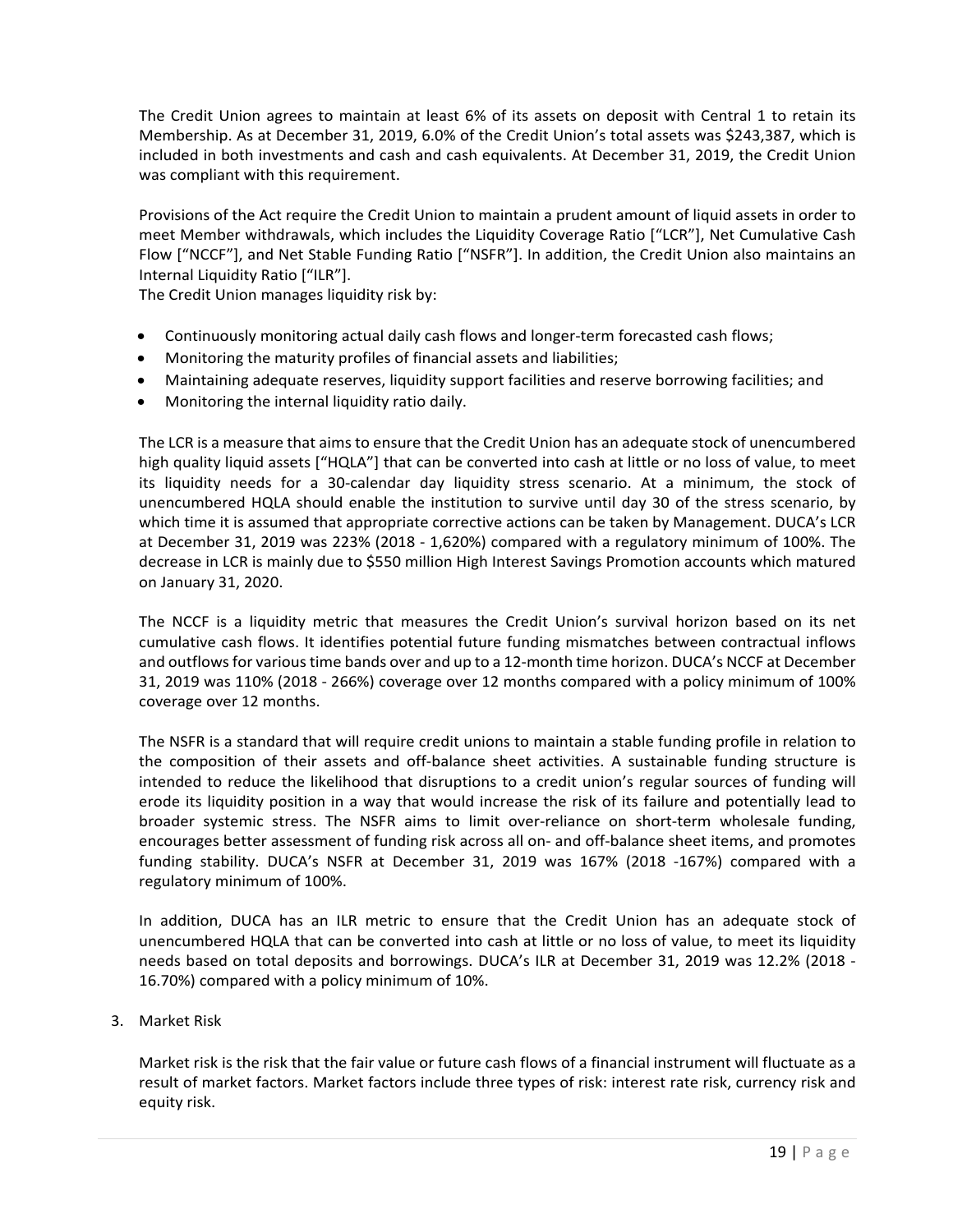The Credit Union agrees to maintain at least 6% of its assets on deposit with Central 1 to retain its Membership. As at December 31, 2019, 6.0% of the Credit Union's total assets was $243,387, which is included in both investments and cash and cash equivalents. At December 31, 2019, the Credit Union was compliant with this requirement.

Provisions of the Act require the Credit Union to maintain a prudent amount of liquid assets in order to meet Member withdrawals, which includes the Liquidity Coverage Ratio ["LCR"], Net Cumulative Cash Flow ["NCCF"], and Net Stable Funding Ratio ["NSFR"]. In addition, the Credit Union also maintains an Internal Liquidity Ratio ["ILR"].
The Credit Union manages liquidity risk by:

- Continuously monitoring actual daily cash flows and longer-term forecasted cash flows;
- Monitoring the maturity profiles of financial assets and liabilities;
- Maintaining adequate reserves, liquidity support facilities and reserve borrowing facilities; and
- Monitoring the internal liquidity ratio daily.

The LCR is a measure that aims to ensure that the Credit Union has an adequate stock of unencumbered high quality liquid assets ["HQLA"] that can be converted into cash at little or no loss of value, to meet its liquidity needs for a 30-calendar day liquidity stress scenario. At a minimum, the stock of unencumbered HQLA should enable the institution to survive until day 30 of the stress scenario, by which time it is assumed that appropriate corrective actions can be taken by Management. DUCA's LCR at December 31, 2019 was 223% (2018 - 1,620%) compared with a regulatory minimum of 100%. The decrease in LCR is mainly due to $550 million High Interest Savings Promotion accounts which matured on January 31, 2020.

The NCCF is a liquidity metric that measures the Credit Union's survival horizon based on its net cumulative cash flows. It identifies potential future funding mismatches between contractual inflows and outflows for various time bands over and up to a 12-month time horizon. DUCA's NCCF at December 31, 2019 was 110% (2018 - 266%) coverage over 12 months compared with a policy minimum of 100% coverage over 12 months.

The NSFR is a standard that will require credit unions to maintain a stable funding profile in relation to the composition of their assets and off-balance sheet activities. A sustainable funding structure is intended to reduce the likelihood that disruptions to a credit union's regular sources of funding will erode its liquidity position in a way that would increase the risk of its failure and potentially lead to broader systemic stress. The NSFR aims to limit over-reliance on short-term wholesale funding, encourages better assessment of funding risk across all on- and off-balance sheet items, and promotes funding stability. DUCA's NSFR at December 31, 2019 was 167% (2018 -167%) compared with a regulatory minimum of 100%.

In addition, DUCA has an ILR metric to ensure that the Credit Union has an adequate stock of unencumbered HQLA that can be converted into cash at little or no loss of value, to meet its liquidity needs based on total deposits and borrowings. DUCA's ILR at December 31, 2019 was 12.2% (2018 - 16.70%) compared with a policy minimum of 10%.

3. Market Risk

Market risk is the risk that the fair value or future cash flows of a financial instrument will fluctuate as a result of market factors. Market factors include three types of risk: interest rate risk, currency risk and equity risk.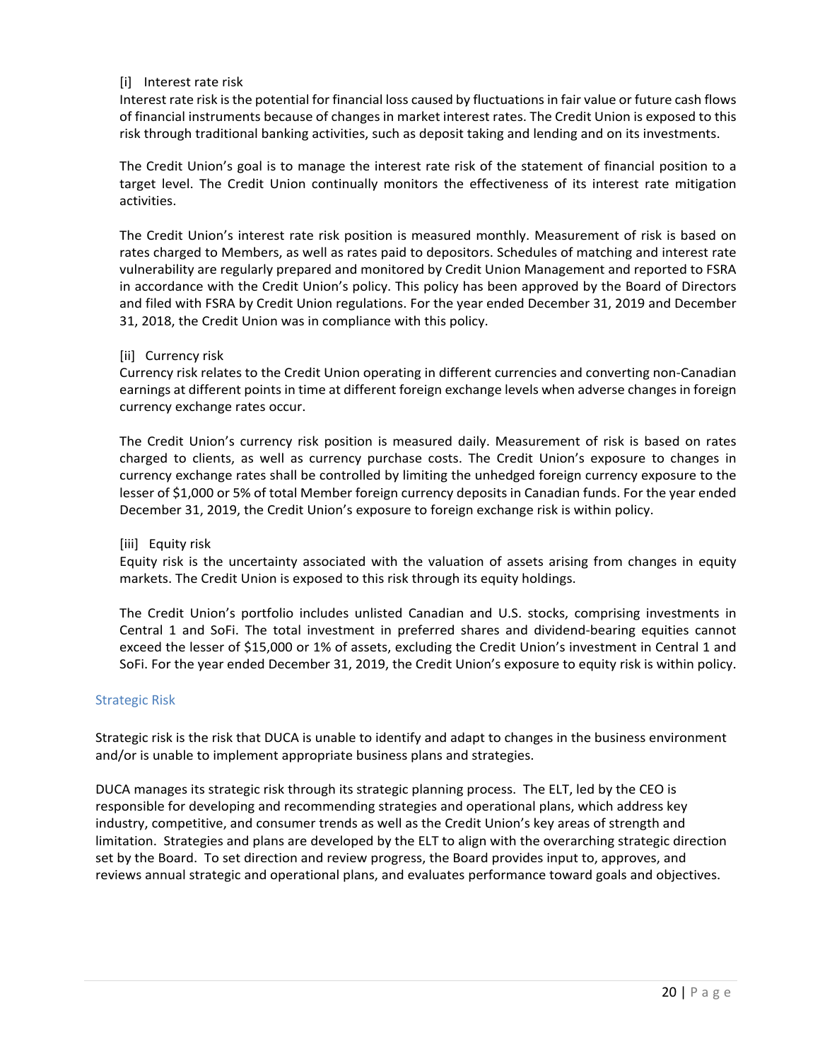[i] Interest rate risk

Interest rate risk is the potential for financial loss caused by fluctuations in fair value or future cash flows of financial instruments because of changes in market interest rates. The Credit Union is exposed to this risk through traditional banking activities, such as deposit taking and lending and on its investments.

The Credit Union's goal is to manage the interest rate risk of the statement of financial position to a target level. The Credit Union continually monitors the effectiveness of its interest rate mitigation activities.

The Credit Union's interest rate risk position is measured monthly. Measurement of risk is based on rates charged to Members, as well as rates paid to depositors. Schedules of matching and interest rate vulnerability are regularly prepared and monitored by Credit Union Management and reported to FSRA in accordance with the Credit Union's policy. This policy has been approved by the Board of Directors and filed with FSRA by Credit Union regulations. For the year ended December 31, 2019 and December 31, 2018, the Credit Union was in compliance with this policy.

[ii] Currency risk

Currency risk relates to the Credit Union operating in different currencies and converting non-Canadian earnings at different points in time at different foreign exchange levels when adverse changes in foreign currency exchange rates occur.

The Credit Union's currency risk position is measured daily. Measurement of risk is based on rates charged to clients, as well as currency purchase costs. The Credit Union's exposure to changes in currency exchange rates shall be controlled by limiting the unhedged foreign currency exposure to the lesser of $1,000 or 5% of total Member foreign currency deposits in Canadian funds. For the year ended December 31, 2019, the Credit Union's exposure to foreign exchange risk is within policy.

[iii] Equity risk

Equity risk is the uncertainty associated with the valuation of assets arising from changes in equity markets. The Credit Union is exposed to this risk through its equity holdings.

The Credit Union's portfolio includes unlisted Canadian and U.S. stocks, comprising investments in Central 1 and SoFi. The total investment in preferred shares and dividend-bearing equities cannot exceed the lesser of $15,000 or 1% of assets, excluding the Credit Union's investment in Central 1 and SoFi. For the year ended December 31, 2019, the Credit Union's exposure to equity risk is within policy.

## Strategic Risk

Strategic risk is the risk that DUCA is unable to identify and adapt to changes in the business environment and/or is unable to implement appropriate business plans and strategies.

DUCA manages its strategic risk through its strategic planning process. The ELT, led by the CEO is responsible for developing and recommending strategies and operational plans, which address key industry, competitive, and consumer trends as well as the Credit Union's key areas of strength and limitation. Strategies and plans are developed by the ELT to align with the overarching strategic direction set by the Board. To set direction and review progress, the Board provides input to, approves, and reviews annual strategic and operational plans, and evaluates performance toward goals and objectives.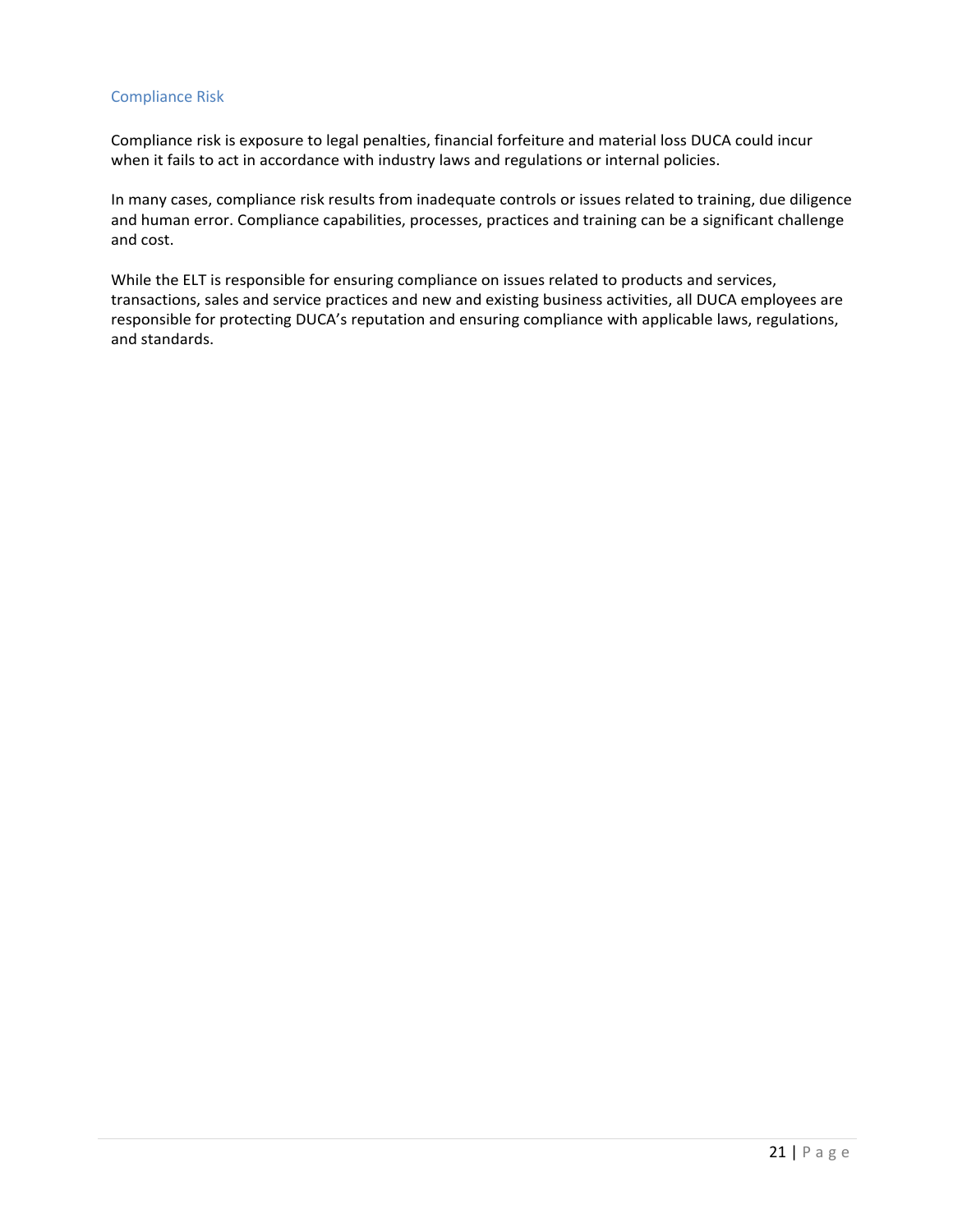## Compliance Risk

Compliance risk is exposure to legal penalties, financial forfeiture and material loss DUCA could incur when it fails to act in accordance with industry laws and regulations or internal policies.

In many cases, compliance risk results from inadequate controls or issues related to training, due diligence and human error. Compliance capabilities, processes, practices and training can be a significant challenge and cost.

While the ELT is responsible for ensuring compliance on issues related to products and services, transactions, sales and service practices and new and existing business activities, all DUCA employees are responsible for protecting DUCA's reputation and ensuring compliance with applicable laws, regulations, and standards.